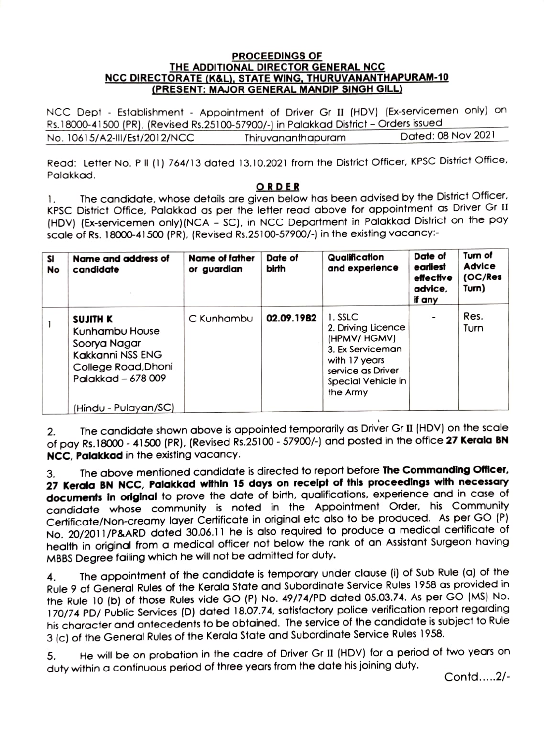**PROCEEDINGS OF**
**THE ADDITIONAL DIRECTOR GENERAL NCC**
**NCC DIRECTORATE (K&L), STATE WING, THURUVANANTHAPURAM-10**
**(PRESENT: MAJOR GENERAL MANDIP SINGH GILL)**

NCC Dept - Establishment - Appointment of Driver Gr II (HDV) (Ex-servicemen only) on Rs.18000-41500 (PR), (Revised Rs.25100-57900/-) in Palakkad District – Orders issued

No. 10615/A2-III/Est/2012/NCC Thiruvananthapuram Dated: 08 Nov 2021

Read: Letter No. P II (1) 764/13 dated 13.10.2021 from the District Officer, KPSC District Office, Palakkad.

**ORDER**

1. The candidate, whose details are given below has been advised by the District Officer, KPSC District Office, Palakkad as per the letter read above for appointment as Driver Gr II (HDV) (Ex-servicemen only)(NCA – SC), in NCC Department in Palakkad District on the pay scale of Rs. 18000-41500 (PR), (Revised Rs.25100-57900/-) in the existing vacancy:-

| Sl No | Name and address of candidate | Name of father or guardian | Date of birth | Qualification and experience | Date of earliest effective advice, if any | Turn of Advice (OC/Res Turn) |
|---|---|---|---|---|---|---|
| 1 | **SUJITH K**<br>Kunhambu House<br>Soorya Nagar<br>Kakkanni NSS ENG College Road,Dhoni<br>Palakkad – 678 009<br><br>(Hindu - Pulayan/SC) | C Kunhambu | **02.09.1982** | 1. SSLC<br>2. Driving Licence (HPMV/ HGMV)<br>3. Ex Serviceman with 17 years service as Driver Special Vehicle in the Army | - | Res. Turn |

2. The candidate shown above is appointed temporarily as Driver Gr II (HDV) on the scale of pay Rs.18000 - 41500 (PR), (Revised Rs.25100 - 57900/-) and posted in the office **27 Kerala BN NCC, Palakkad** in the existing vacancy.

3. The above mentioned candidate is directed to report before **The Commanding Officer, 27 Kerala BN NCC, Palakkad within 15 days on receipt of this proceedings with necessary documents in original** to prove the date of birth, qualifications, experience and in case of candidate whose community is noted in the Appointment Order, his Community Certificate/Non-creamy layer Certificate in original etc also to be produced. As per GO (P) No. 20/2011/P&ARD dated 30.06.11 he is also required to produce a medical certificate of health in original from a medical officer not below the rank of an Assistant Surgeon having MBBS Degree failing which he will not be admitted for duty.

4. The appointment of the candidate is temporary under clause (i) of Sub Rule (a) of the Rule 9 of General Rules of the Kerala State and Subordinate Service Rules 1958 as provided in the Rule 10 (b) of those Rules vide GO (P) No. 49/74/PD dated 05.03.74. As per GO (MS) No. 170/74 PD/ Public Services (D) dated 18.07.74, satisfactory police verification report regarding his character and antecedents to be obtained. The service of the candidate is subject to Rule 3 (c) of the General Rules of the Kerala State and Subordinate Service Rules 1958.

5. He will be on probation in the cadre of Driver Gr II (HDV) for a period of two years on duty within a continuous period of three years from the date his joining duty.

Contd.....2/-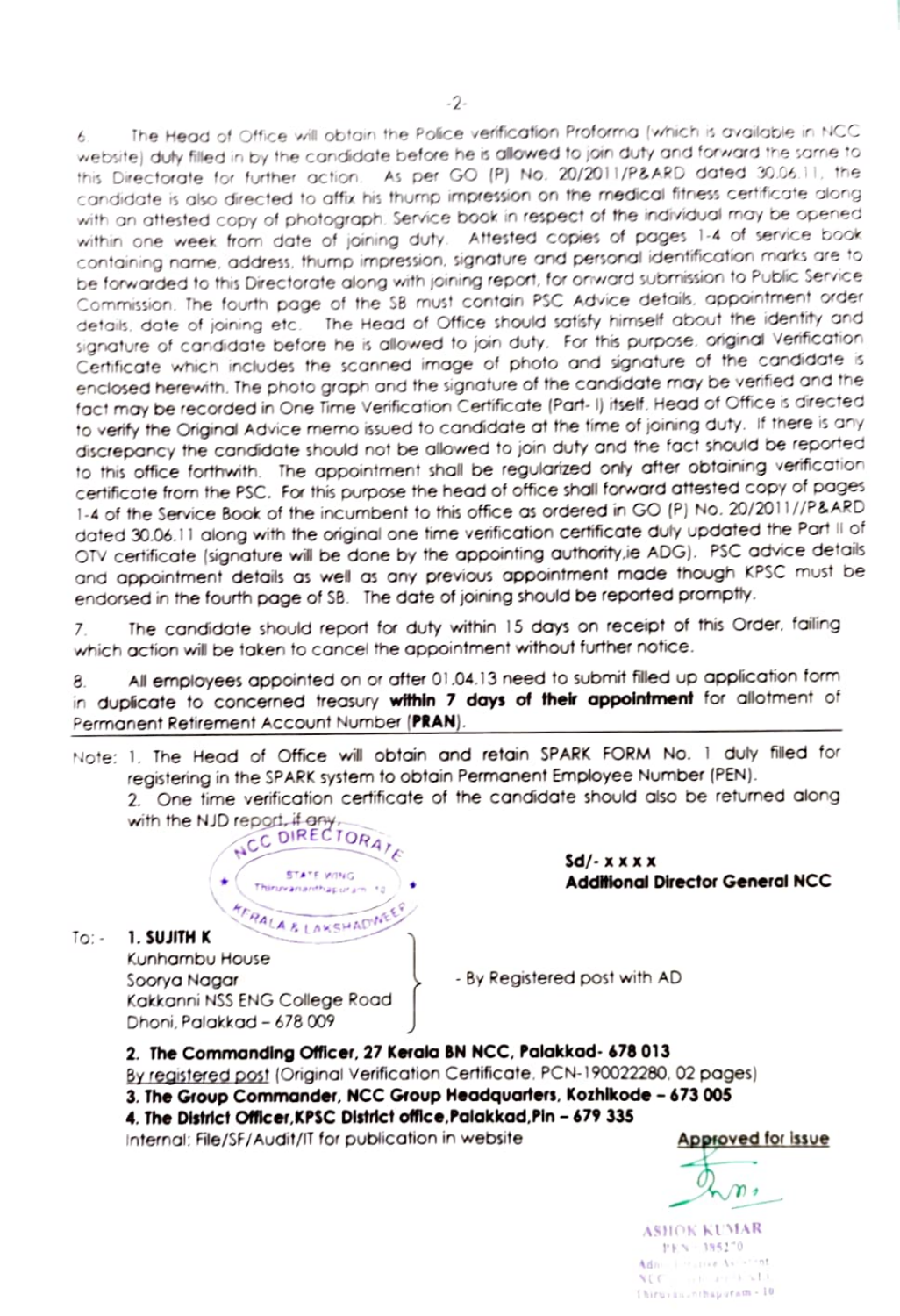6. The Head of Office will obtain the Police verification Proforma (which is available in NCC website) duly filled in by the candidate before he is allowed to join duty and forward the same to this Directorate for further action. As per GO (P) No. 20/2011/P&ARD dated 30.06.11, the candidate is also directed to affix his thump impression on the medical fitness certificate along with an attested copy of photograph. Service book in respect of the individual may be opened within one week from date of joining duty. Attested copies of pages 1-4 of service book containing name, address, thump impression, signature and personal identification marks are to be forwarded to this Directorate along with joining report, for onward submission to Public Service Commission. The fourth page of the SB must contain PSC Advice details, appointment order details, date of joining etc. The Head of Office should satisfy himself about the identity and signature of candidate before he is allowed to join duty. For this purpose, original Verification Certificate which includes the scanned image of photo and signature of the candidate is enclosed herewith. The photo graph and the signature of the candidate may be verified and the fact may be recorded in One Time Verification Certificate (Part- I) itself. Head of Office is directed to verify the Original Advice memo issued to candidate at the time of joining duty. If there is any discrepancy the candidate should not be allowed to join duty and the fact should be reported to this office forthwith. The appointment shall be regularized only after obtaining verification certificate from the PSC. For this purpose the head of office shall forward attested copy of pages 1-4 of the Service Book of the incumbent to this office as ordered in GO (P) No. 20/2011//P&ARD dated 30.06.11 along with the original one time verification certificate duly updated the Part II of OTV certificate (signature will be done by the appointing authority,ie ADG). PSC advice details and appointment details as well as any previous appointment made though KPSC must be endorsed in the fourth page of SB. The date of joining should be reported promptly.

7. The candidate should report for duty within 15 days on receipt of this Order, failing which action will be taken to cancel the appointment without further notice.

8. All employees appointed on or after 01.04.13 need to submit filled up application form in duplicate to concerned treasury **within 7 days of their appointment** for allotment of Permanent Retirement Account Number (**PRAN**).

Note: 1. The Head of Office will obtain and retain SPARK FORM No. 1 duly filled for registering in the SPARK system to obtain Permanent Employee Number (PEN).
2. One time verification certificate of the candidate should also be returned along with the NJD report, if any.

NCC DIRECTORATE STATE WING Thiruvananthapuram - 10 KERALA & LAKSHADWEEP

**Sd/- x x x x**
**Additional Director General NCC**

To:-
**1. SUJITH K**
Kunhambu House
Soorya Nagar
Kakkanni NSS ENG College Road
Dhoni, Palakkad – 678 009
} - By Registered post with AD

**2. The Commanding Officer, 27 Kerala BN NCC, Palakkad- 678 013**
By registered post (Original Verification Certificate, PCN-190022280, 02 pages)
**3. The Group Commander, NCC Group Headquarters, Kozhikode – 673 005**
**4. The District Officer,KPSC District office,Palakkad,Pin – 679 335**
Internal: File/SF/Audit/IT for publication in website

Approved for issue

ASHOK KUMAR
PEN 395270
Administrative Assistant
NCC Directorate (K&L)
Thiruvananthapuram - 10